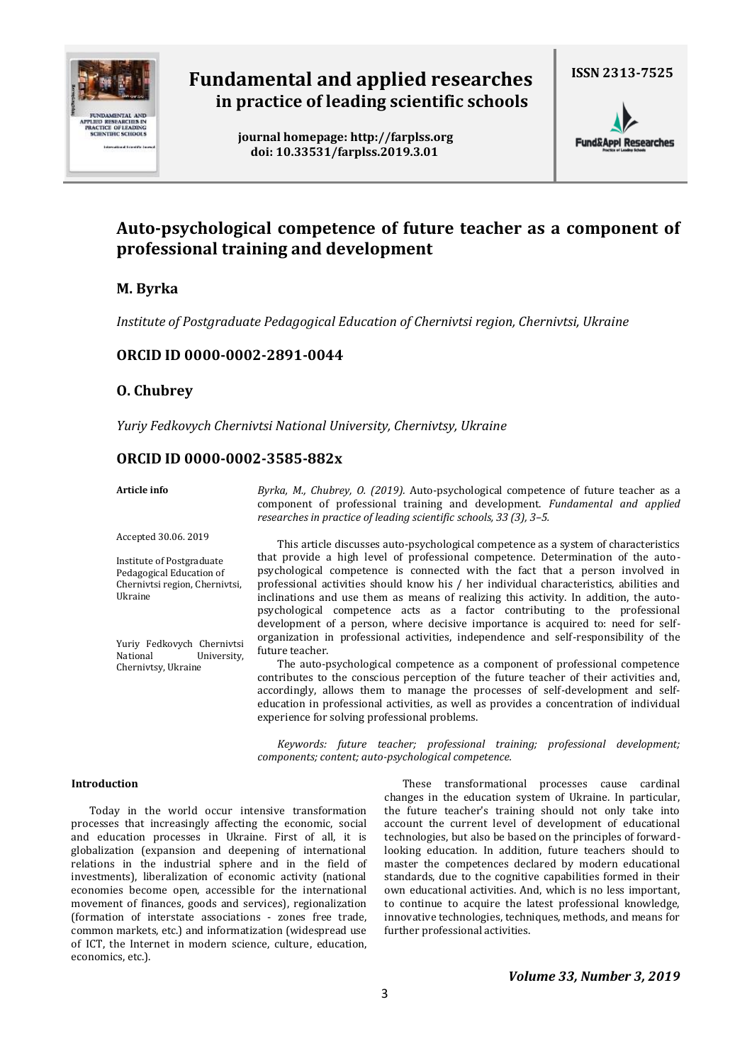Fundamental and applied researches in practice of leading scientific schools

journal homepage: http://farplss.org
doi: 10.33531/farplss.2019.3.01

ISSN 2313-7525

# Auto-psychological competence of future teacher as a component of professional training and development

**M. Byrka**

*Institute of Postgraduate Pedagogical Education of Chernivtsi region, Chernivtsi, Ukraine*

**ORCID ID 0000-0002-2891-0044**

**O. Chubrey**

*Yuriy Fedkovych Chernivtsi National University, Chernivtsy, Ukraine*

**ORCID ID 0000-0002-3585-882x**

**Article info**

Accepted 30.06. 2019

Institute of Postgraduate Pedagogical Education of Chernivtsi region, Chernivtsi, Ukraine

Yuriy Fedkovych Chernivtsi National University, Chernivtsy, Ukraine

*Byrka, M., Chubrey, O. (2019).* Auto-psychological competence of future teacher as a component of professional training and development. *Fundamental and applied researches in practice of leading scientific schools, 33 (3), 3–5.*

This article discusses auto-psychological competence as a system of characteristics that provide a high level of professional competence. Determination of the auto-psychological competence is connected with the fact that a person involved in professional activities should know his / her individual characteristics, abilities and inclinations and use them as means of realizing this activity. In addition, the auto-psychological competence acts as a factor contributing to the professional development of a person, where decisive importance is acquired to: need for self-organization in professional activities, independence and self-responsibility of the future teacher.

The auto-psychological competence as a component of professional competence contributes to the conscious perception of the future teacher of their activities and, accordingly, allows them to manage the processes of self-development and self-education in professional activities, as well as provides a concentration of individual experience for solving professional problems.

*Keywords: future teacher; professional training; professional development; components; content; auto-psychological competence.*

## Introduction

Today in the world occur intensive transformation processes that increasingly affecting the economic, social and education processes in Ukraine. First of all, it is globalization (expansion and deepening of international relations in the industrial sphere and in the field of investments), liberalization of economic activity (national economies become open, accessible for the international movement of finances, goods and services), regionalization (formation of interstate associations - zones free trade, common markets, etc.) and informatization (widespread use of ICT, the Internet in modern science, culture, education, economics, etc.).

These transformational processes cause cardinal changes in the education system of Ukraine. In particular, the future teacher's training should not only take into account the current level of development of educational technologies, but also be based on the principles of forward-looking education. In addition, future teachers should to master the competences declared by modern educational standards, due to the cognitive capabilities formed in their own educational activities. And, which is no less important, to continue to acquire the latest professional knowledge, innovative technologies, techniques, methods, and means for further professional activities.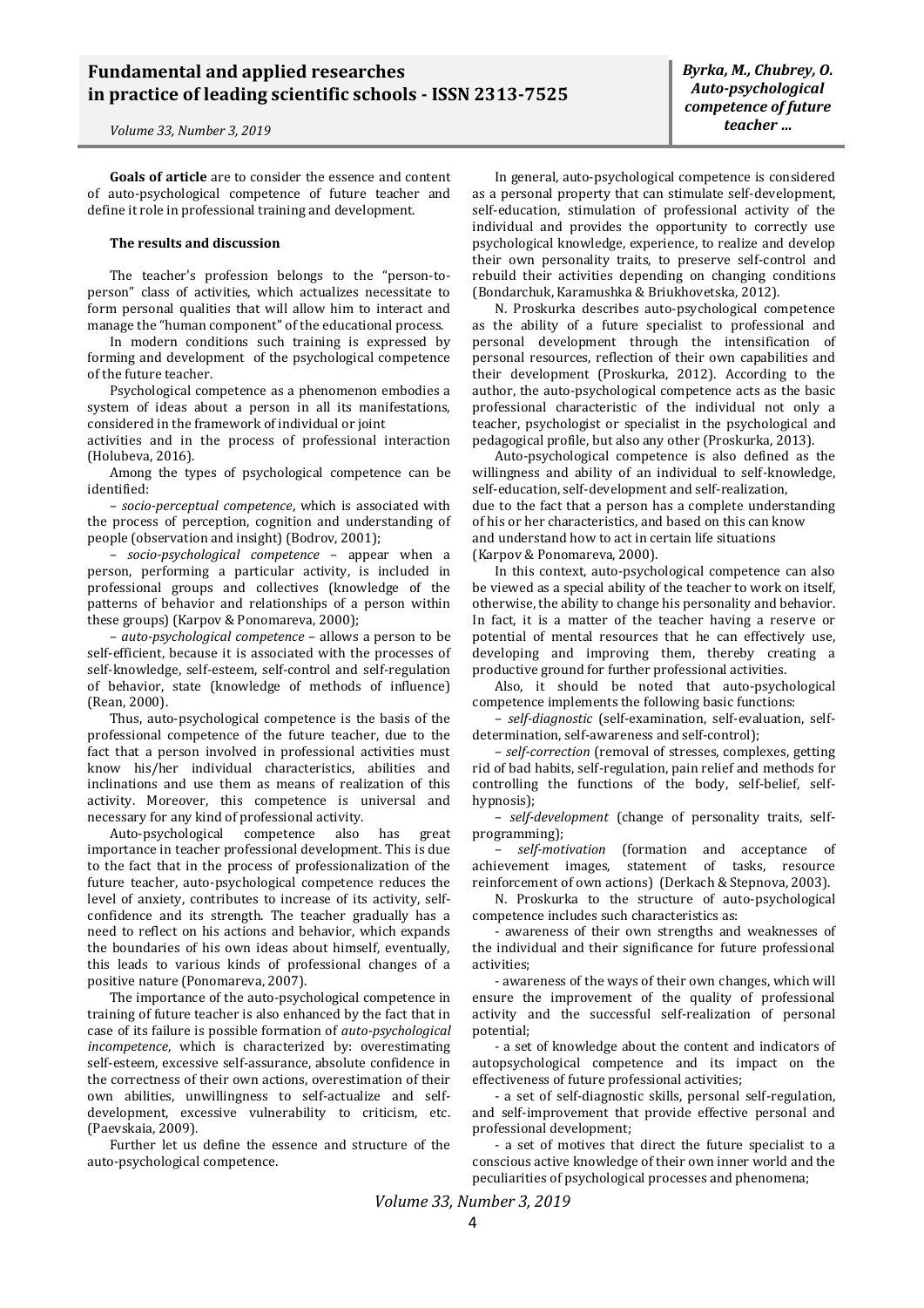**Goals of article** are to consider the essence and content of auto-psychological competence of future teacher and define it role in professional training and development.

**The results and discussion**

The teacher's profession belongs to the "person-to-person" class of activities, which actualizes necessitate to form personal qualities that will allow him to interact and manage the "human component" of the educational process.

In modern conditions such training is expressed by forming and development of the psychological competence of the future teacher.

Psychological competence as a phenomenon embodies a system of ideas about a person in all its manifestations, considered in the framework of individual or joint activities and in the process of professional interaction (Holubeva, 2016).

Among the types of psychological competence can be identified:

– *socio-perceptual competence*, which is associated with the process of perception, cognition and understanding of people (observation and insight) (Bodrov, 2001);

– *socio-psychological competence* – appear when a person, performing a particular activity, is included in professional groups and collectives (knowledge of the patterns of behavior and relationships of a person within these groups) (Karpov & Ponomareva, 2000);

– *auto-psychological competence* – allows a person to be self-efficient, because it is associated with the processes of self-knowledge, self-esteem, self-control and self-regulation of behavior, state (knowledge of methods of influence) (Rean, 2000).

Thus, auto-psychological competence is the basis of the professional competence of the future teacher, due to the fact that a person involved in professional activities must know his/her individual characteristics, abilities and inclinations and use them as means of realization of this activity. Moreover, this competence is universal and necessary for any kind of professional activity.

Auto-psychological competence also has great importance in teacher professional development. This is due to the fact that in the process of professionalization of the future teacher, auto-psychological competence reduces the level of anxiety, contributes to increase of its activity, self-confidence and its strength. The teacher gradually has a need to reflect on his actions and behavior, which expands the boundaries of his own ideas about himself, eventually, this leads to various kinds of professional changes of a positive nature (Ponomareva, 2007).

The importance of the auto-psychological competence in training of future teacher is also enhanced by the fact that in case of its failure is possible formation of *auto-psychological incompetence*, which is characterized by: overestimating self-esteem, excessive self-assurance, absolute confidence in the correctness of their own actions, overestimation of their own abilities, unwillingness to self-actualize and self-development, excessive vulnerability to criticism, etc. (Paevskaia, 2009).

Further let us define the essence and structure of the auto-psychological competence.

In general, auto-psychological competence is considered as a personal property that can stimulate self-development, self-education, stimulation of professional activity of the individual and provides the opportunity to correctly use psychological knowledge, experience, to realize and develop their own personality traits, to preserve self-control and rebuild their activities depending on changing conditions (Bondarchuk, Karamushka & Briukhovetska, 2012).

N. Proskurka describes auto-psychological competence as the ability of a future specialist to professional and personal development through the intensification of personal resources, reflection of their own capabilities and their development (Proskurka, 2012). According to the author, the auto-psychological competence acts as the basic professional characteristic of the individual not only a teacher, psychologist or specialist in the psychological and pedagogical profile, but also any other (Proskurka, 2013).

Auto-psychological competence is also defined as the willingness and ability of an individual to self-knowledge, self-education, self-development and self-realization, due to the fact that a person has a complete understanding of his or her characteristics, and based on this can know and understand how to act in certain life situations (Karpov & Ponomareva, 2000).

In this context, auto-psychological competence can also be viewed as a special ability of the teacher to work on itself, otherwise, the ability to change his personality and behavior. In fact, it is a matter of the teacher having a reserve or potential of mental resources that he can effectively use, developing and improving them, thereby creating a productive ground for further professional activities.

Also, it should be noted that auto-psychological competence implements the following basic functions:

– *self-diagnostic* (self-examination, self-evaluation, self-determination, self-awareness and self-control);

– *self-correction* (removal of stresses, complexes, getting rid of bad habits, self-regulation, pain relief and methods for controlling the functions of the body, self-belief, self-hypnosis);

– *self-development* (change of personality traits, self-programming);

– *self-motivation* (formation and acceptance of achievement images, statement of tasks, resource reinforcement of own actions) (Derkach & Stepnova, 2003).

N. Proskurka to the structure of auto-psychological competence includes such characteristics as:

- awareness of their own strengths and weaknesses of the individual and their significance for future professional activities;

- awareness of the ways of their own changes, which will ensure the improvement of the quality of professional activity and the successful self-realization of personal potential;

- a set of knowledge about the content and indicators of autopsychological competence and its impact on the effectiveness of future professional activities;

- a set of self-diagnostic skills, personal self-regulation, and self-improvement that provide effective personal and professional development;

- a set of motives that direct the future specialist to a conscious active knowledge of their own inner world and the peculiarities of psychological processes and phenomena;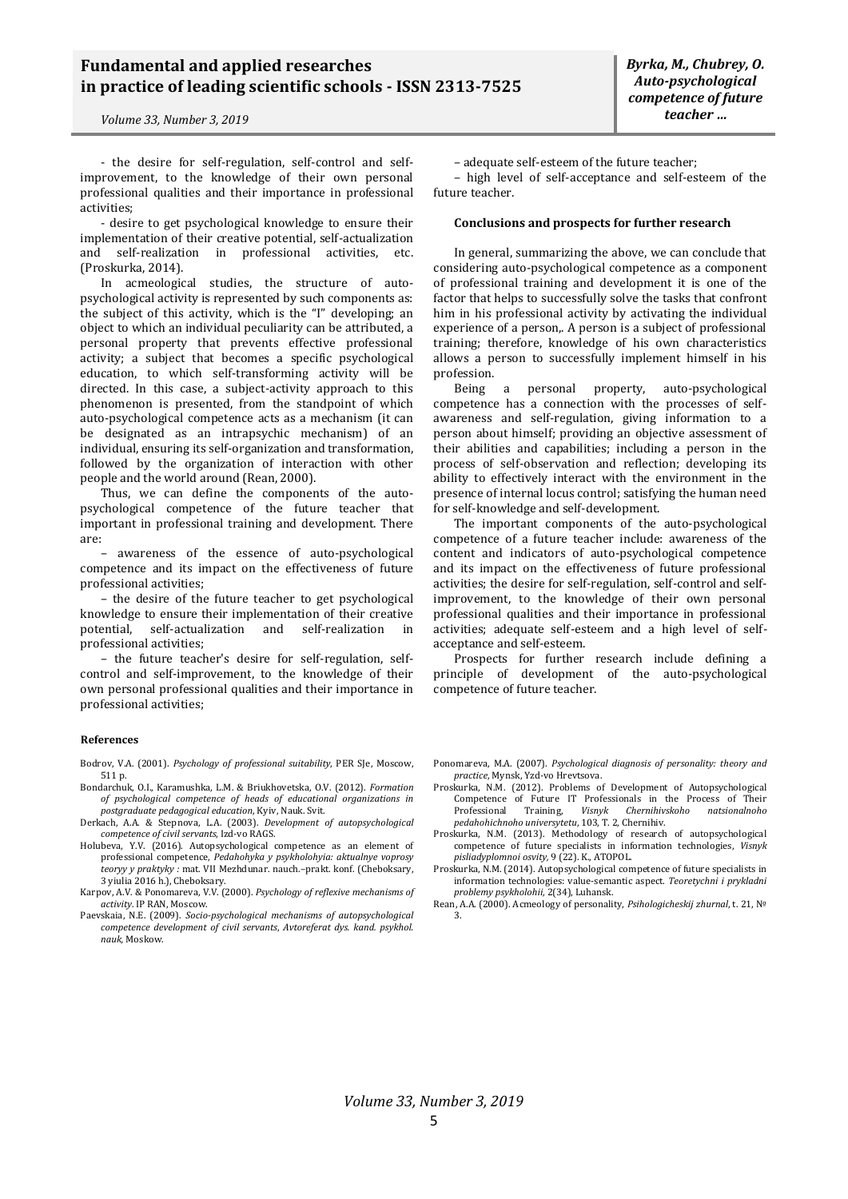- the desire for self-regulation, self-control and self-improvement, to the knowledge of their own personal professional qualities and their importance in professional activities;

- desire to get psychological knowledge to ensure their implementation of their creative potential, self-actualization and self-realization in professional activities, etc. (Proskurka, 2014).

In acmeological studies, the structure of auto-psychological activity is represented by such components as: the subject of this activity, which is the "I" developing; an object to which an individual peculiarity can be attributed, a personal property that prevents effective professional activity; a subject that becomes a specific psychological education, to which self-transforming activity will be directed. In this case, a subject-activity approach to this phenomenon is presented, from the standpoint of which auto-psychological competence acts as a mechanism (it can be designated as an intrapsychic mechanism) of an individual, ensuring its self-organization and transformation, followed by the organization of interaction with other people and the world around (Rean, 2000).

Thus, we can define the components of the auto-psychological competence of the future teacher that important in professional training and development. There are:

– awareness of the essence of auto-psychological competence and its impact on the effectiveness of future professional activities;

– the desire of the future teacher to get psychological knowledge to ensure their implementation of their creative potential, self-actualization and self-realization in professional activities;

– the future teacher's desire for self-regulation, self-control and self-improvement, to the knowledge of their own personal professional qualities and their importance in professional activities;

– adequate self-esteem of the future teacher;

– high level of self-acceptance and self-esteem of the future teacher.

#### Conclusions and prospects for further research

In general, summarizing the above, we can conclude that considering auto-psychological competence as a component of professional training and development it is one of the factor that helps to successfully solve the tasks that confront him in his professional activity by activating the individual experience of a person,. A person is a subject of professional training; therefore, knowledge of his own characteristics allows a person to successfully implement himself in his profession.

Being a personal property, auto-psychological competence has a connection with the processes of self-awareness and self-regulation, giving information to a person about himself; providing an objective assessment of their abilities and capabilities; including a person in the process of self-observation and reflection; developing its ability to effectively interact with the environment in the presence of internal locus control; satisfying the human need for self-knowledge and self-development.

The important components of the auto-psychological competence of a future teacher include: awareness of the content and indicators of auto-psychological competence and its impact on the effectiveness of future professional activities; the desire for self-regulation, self-control and self-improvement, to the knowledge of their own personal professional qualities and their importance in professional activities; adequate self-esteem and a high level of self-acceptance and self-esteem.

Prospects for further research include defining a principle of development of the auto-psychological competence of future teacher.

#### References

Bodrov, V.A. (2001). *Psychology of professional suitability*, PER SJe, Moscow, 511 p.

Bondarchuk, O.I., Karamushka, L.M. & Briukhovetska, O.V. (2012). *Formation of psychological competence of heads of educational organizations in postgraduate pedagogical education*, Kyiv, Nauk. Svit.

Derkach, A.A. & Stepnova, L.A. (2003). *Development of autopsychological competence of civil servants*, Izd-vo RAGS.

Holubeva, Y.V. (2016). Autopsychological competence as an element of professional competence, *Pedahohyka y psykholohyia: aktualnye voprosy teoryy y praktyky :* mat. VII Mezhdunar. nauch.–prakt. konf. (Cheboksary, 3 yiulia 2016 h.), Cheboksary.

Karpov, A.V. & Ponomareva, V.V. (2000). *Psychology of reflexive mechanisms of activity*. IP RAN, Moscow.

Paevskaia, N.E. (2009). *Socio-psychological mechanisms of autopsychological competence development of civil servants*, *Avtoreferat dys. kand. psykhol. nauk*, Moskow.

Ponomareva, M.A. (2007). *Psychological diagnosis of personality: theory and practice*, Mynsk, Yzd-vo Hrevtsova.

Proskurka, N.M. (2012). Problems of Development of Autopsychological Competence of Future IT Professionals in the Process of Their Professional Training, *Visnyk Chernihivskoho natsionalnoho pedahohichnoho universytetu*, 103, T. 2, Chernihiv.

Proskurka, N.M. (2013). Methodology of research of autopsychological competence of future specialists in information technologies, *Visnyk pisliadyplomnoi osvity*, 9 (22). K., ATOPOL.

Proskurka, N.M. (2014). Autopsychological competence of future specialists in information technologies: value-semantic aspect. *Teoretychni i prykladni problemy psykholohii*, 2(34), Luhansk.

Rean, A.A. (2000). Acmeology of personality, *Psihologicheskij zhurnal*, t. 21, № 3.